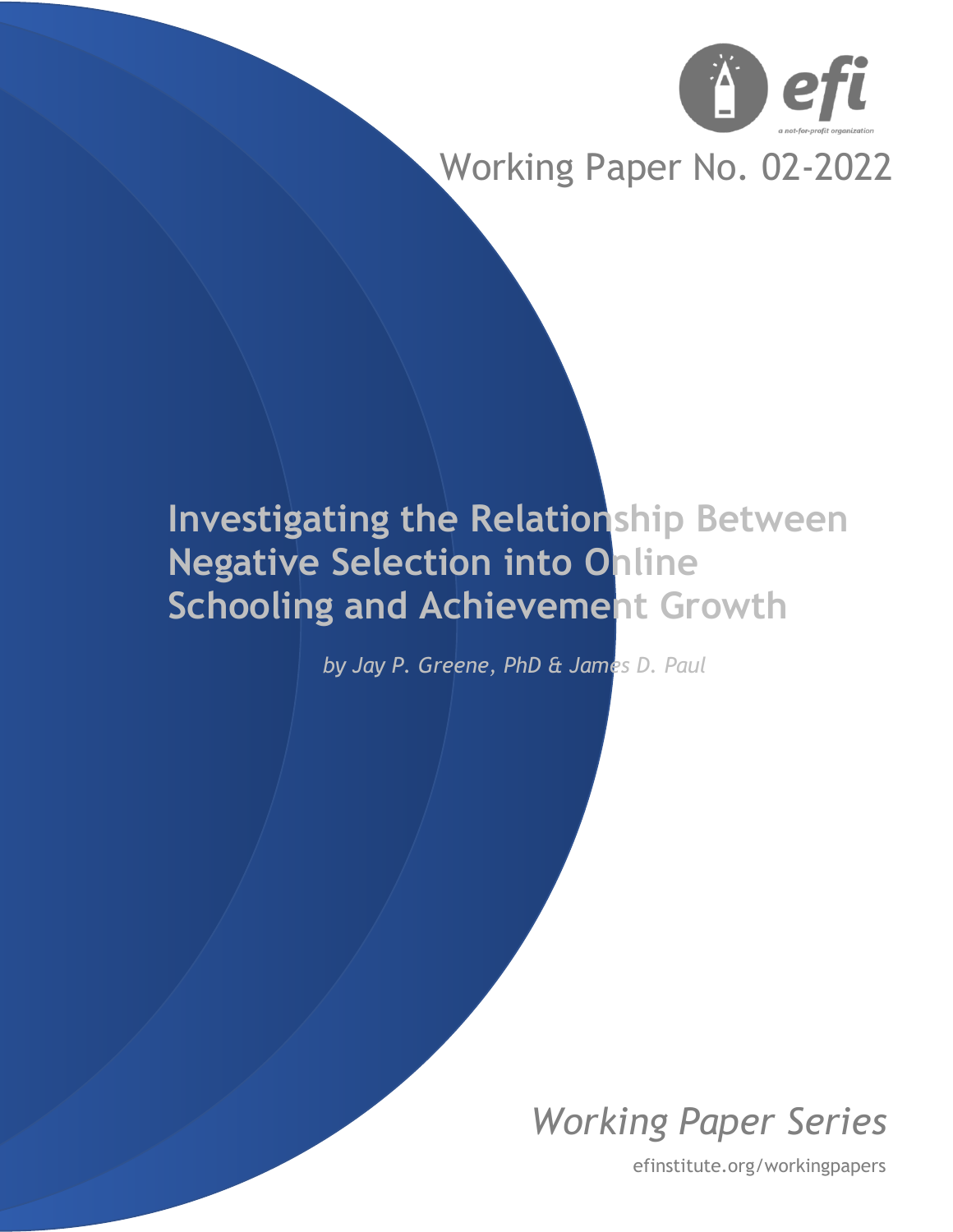efi

a not-for-profit organization

Working Paper No. 02-2022

# Investigating the Relationship Between Negative Selection into Online Schooling and Achievement Growth

*by Jay P. Greene, PhD & James D. Paul*

*Working Paper Series*

efinstitute.org/workingpapers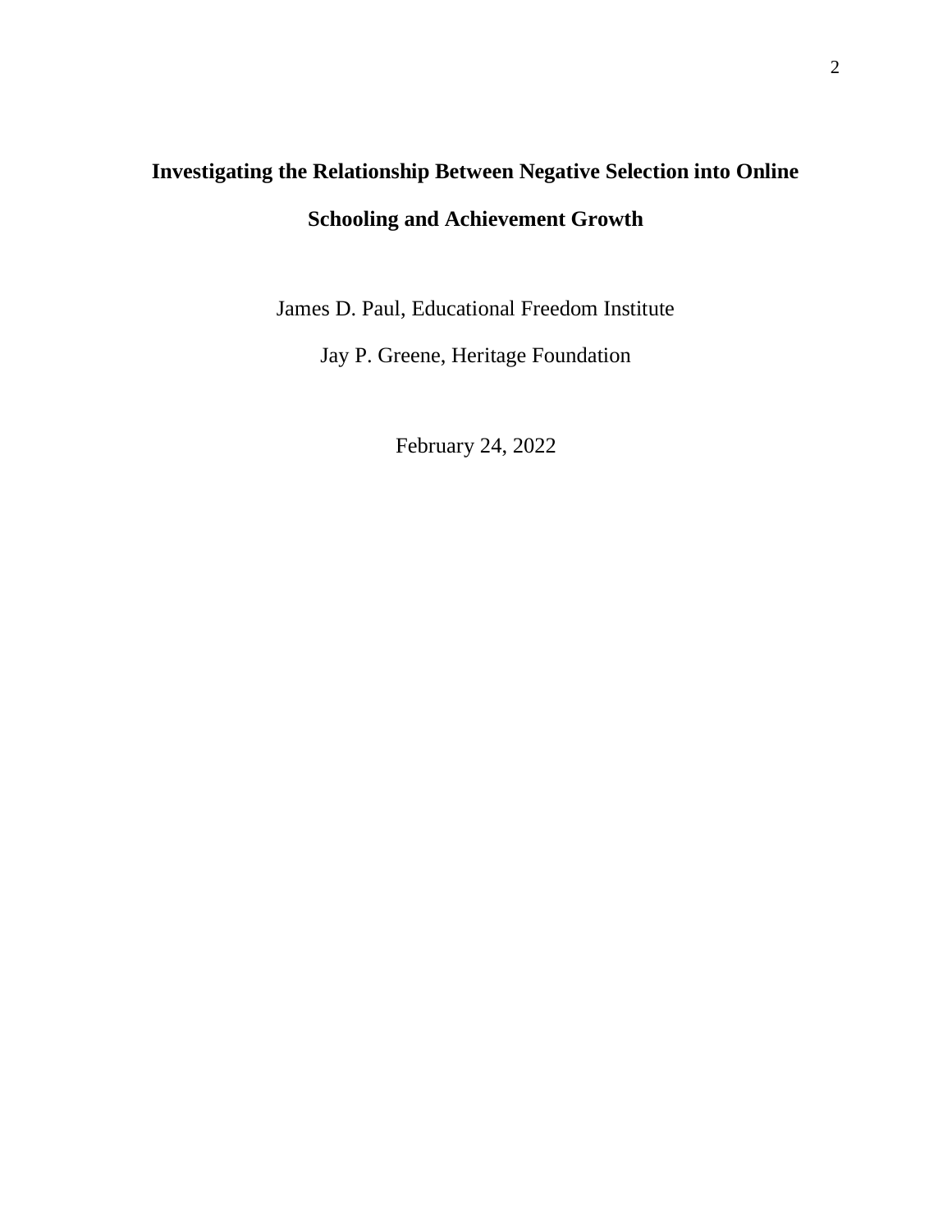# Investigating the Relationship Between Negative Selection into Online Schooling and Achievement Growth

James D. Paul, Educational Freedom Institute

Jay P. Greene, Heritage Foundation

February 24, 2022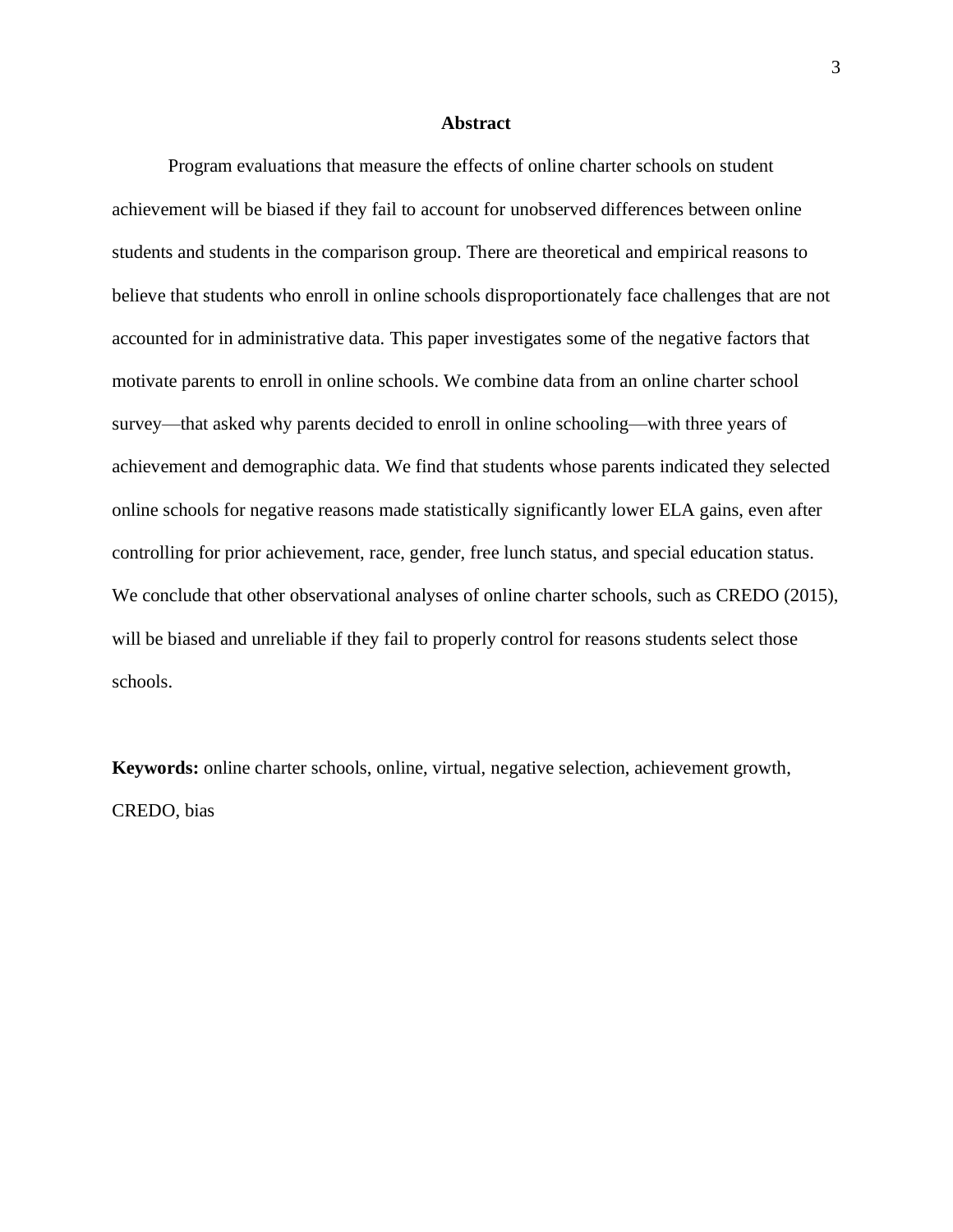## Abstract

Program evaluations that measure the effects of online charter schools on student achievement will be biased if they fail to account for unobserved differences between online students and students in the comparison group. There are theoretical and empirical reasons to believe that students who enroll in online schools disproportionately face challenges that are not accounted for in administrative data. This paper investigates some of the negative factors that motivate parents to enroll in online schools. We combine data from an online charter school survey—that asked why parents decided to enroll in online schooling—with three years of achievement and demographic data. We find that students whose parents indicated they selected online schools for negative reasons made statistically significantly lower ELA gains, even after controlling for prior achievement, race, gender, free lunch status, and special education status. We conclude that other observational analyses of online charter schools, such as CREDO (2015), will be biased and unreliable if they fail to properly control for reasons students select those schools.

**Keywords:** online charter schools, online, virtual, negative selection, achievement growth, CREDO, bias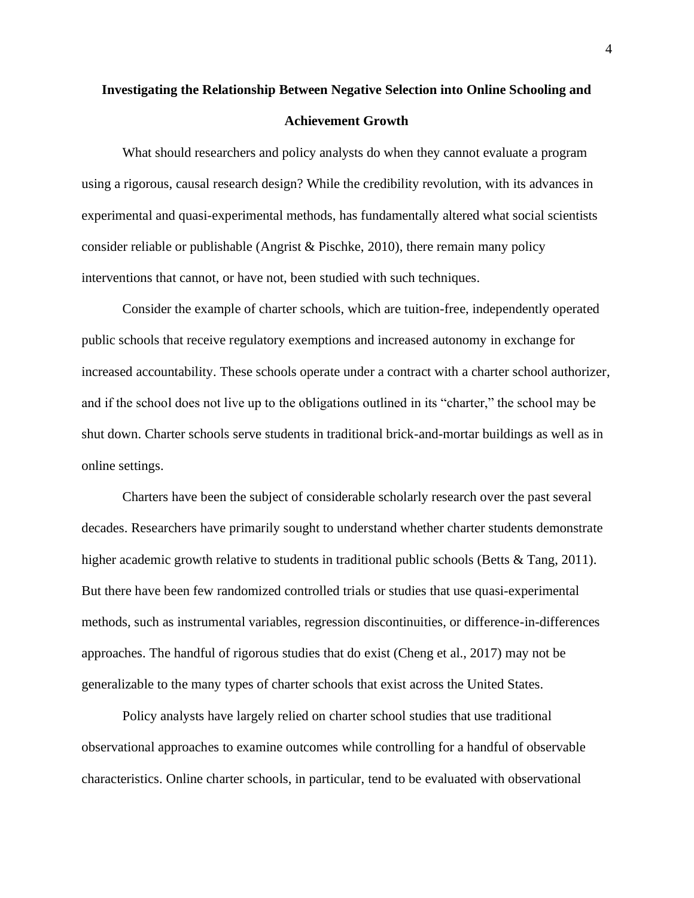## Investigating the Relationship Between Negative Selection into Online Schooling and Achievement Growth

What should researchers and policy analysts do when they cannot evaluate a program using a rigorous, causal research design? While the credibility revolution, with its advances in experimental and quasi-experimental methods, has fundamentally altered what social scientists consider reliable or publishable (Angrist & Pischke, 2010), there remain many policy interventions that cannot, or have not, been studied with such techniques.

Consider the example of charter schools, which are tuition-free, independently operated public schools that receive regulatory exemptions and increased autonomy in exchange for increased accountability. These schools operate under a contract with a charter school authorizer, and if the school does not live up to the obligations outlined in its "charter," the school may be shut down. Charter schools serve students in traditional brick-and-mortar buildings as well as in online settings.

Charters have been the subject of considerable scholarly research over the past several decades. Researchers have primarily sought to understand whether charter students demonstrate higher academic growth relative to students in traditional public schools (Betts & Tang, 2011). But there have been few randomized controlled trials or studies that use quasi-experimental methods, such as instrumental variables, regression discontinuities, or difference-in-differences approaches. The handful of rigorous studies that do exist (Cheng et al., 2017) may not be generalizable to the many types of charter schools that exist across the United States.

Policy analysts have largely relied on charter school studies that use traditional observational approaches to examine outcomes while controlling for a handful of observable characteristics. Online charter schools, in particular, tend to be evaluated with observational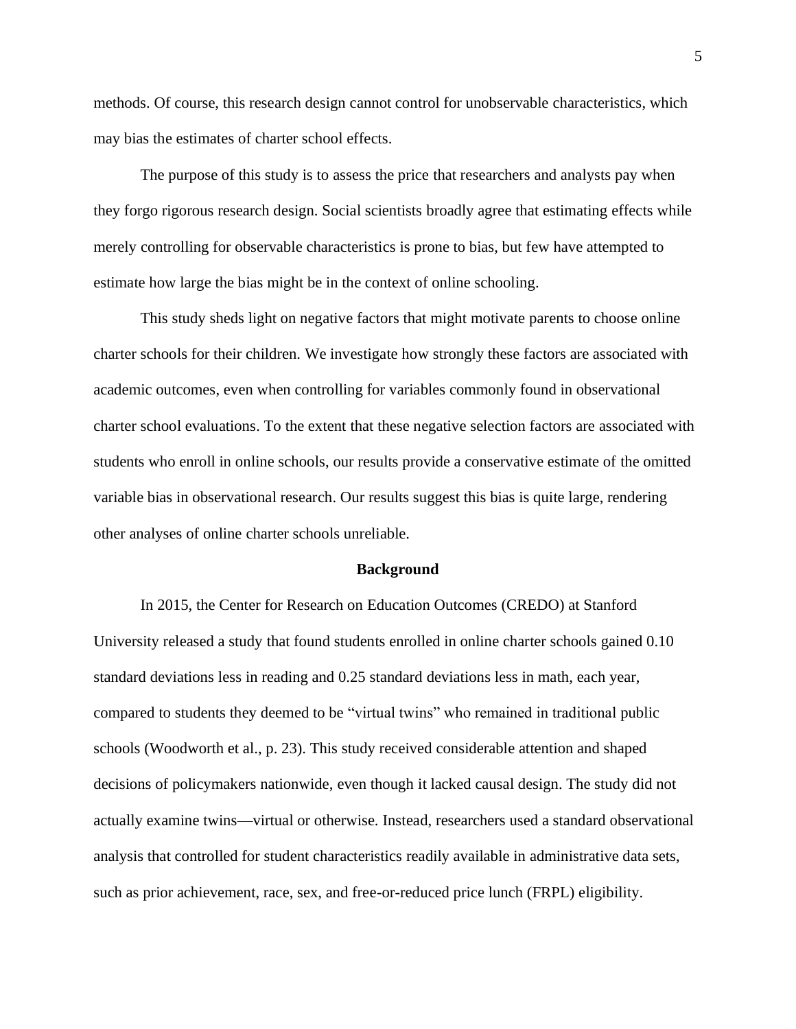methods. Of course, this research design cannot control for unobservable characteristics, which may bias the estimates of charter school effects.

The purpose of this study is to assess the price that researchers and analysts pay when they forgo rigorous research design. Social scientists broadly agree that estimating effects while merely controlling for observable characteristics is prone to bias, but few have attempted to estimate how large the bias might be in the context of online schooling.

This study sheds light on negative factors that might motivate parents to choose online charter schools for their children. We investigate how strongly these factors are associated with academic outcomes, even when controlling for variables commonly found in observational charter school evaluations. To the extent that these negative selection factors are associated with students who enroll in online schools, our results provide a conservative estimate of the omitted variable bias in observational research. Our results suggest this bias is quite large, rendering other analyses of online charter schools unreliable.

## Background

In 2015, the Center for Research on Education Outcomes (CREDO) at Stanford University released a study that found students enrolled in online charter schools gained 0.10 standard deviations less in reading and 0.25 standard deviations less in math, each year, compared to students they deemed to be "virtual twins" who remained in traditional public schools (Woodworth et al., p. 23). This study received considerable attention and shaped decisions of policymakers nationwide, even though it lacked causal design. The study did not actually examine twins—virtual or otherwise. Instead, researchers used a standard observational analysis that controlled for student characteristics readily available in administrative data sets, such as prior achievement, race, sex, and free-or-reduced price lunch (FRPL) eligibility.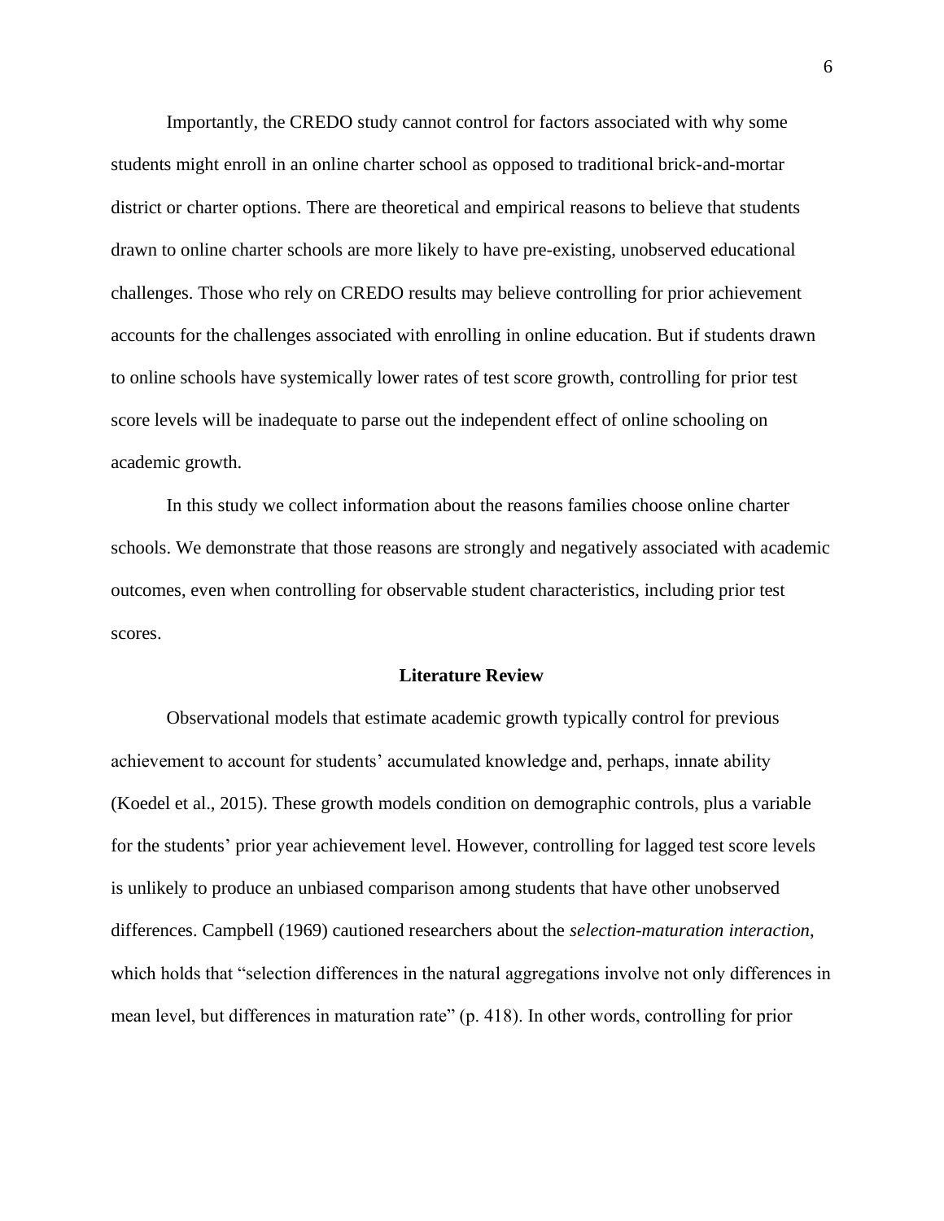Importantly, the CREDO study cannot control for factors associated with why some students might enroll in an online charter school as opposed to traditional brick-and-mortar district or charter options. There are theoretical and empirical reasons to believe that students drawn to online charter schools are more likely to have pre-existing, unobserved educational challenges. Those who rely on CREDO results may believe controlling for prior achievement accounts for the challenges associated with enrolling in online education. But if students drawn to online schools have systemically lower rates of test score growth, controlling for prior test score levels will be inadequate to parse out the independent effect of online schooling on academic growth.

In this study we collect information about the reasons families choose online charter schools. We demonstrate that those reasons are strongly and negatively associated with academic outcomes, even when controlling for observable student characteristics, including prior test scores.

## Literature Review

Observational models that estimate academic growth typically control for previous achievement to account for students' accumulated knowledge and, perhaps, innate ability (Koedel et al., 2015). These growth models condition on demographic controls, plus a variable for the students' prior year achievement level. However, controlling for lagged test score levels is unlikely to produce an unbiased comparison among students that have other unobserved differences. Campbell (1969) cautioned researchers about the *selection-maturation interaction*, which holds that "selection differences in the natural aggregations involve not only differences in mean level, but differences in maturation rate" (p. 418). In other words, controlling for prior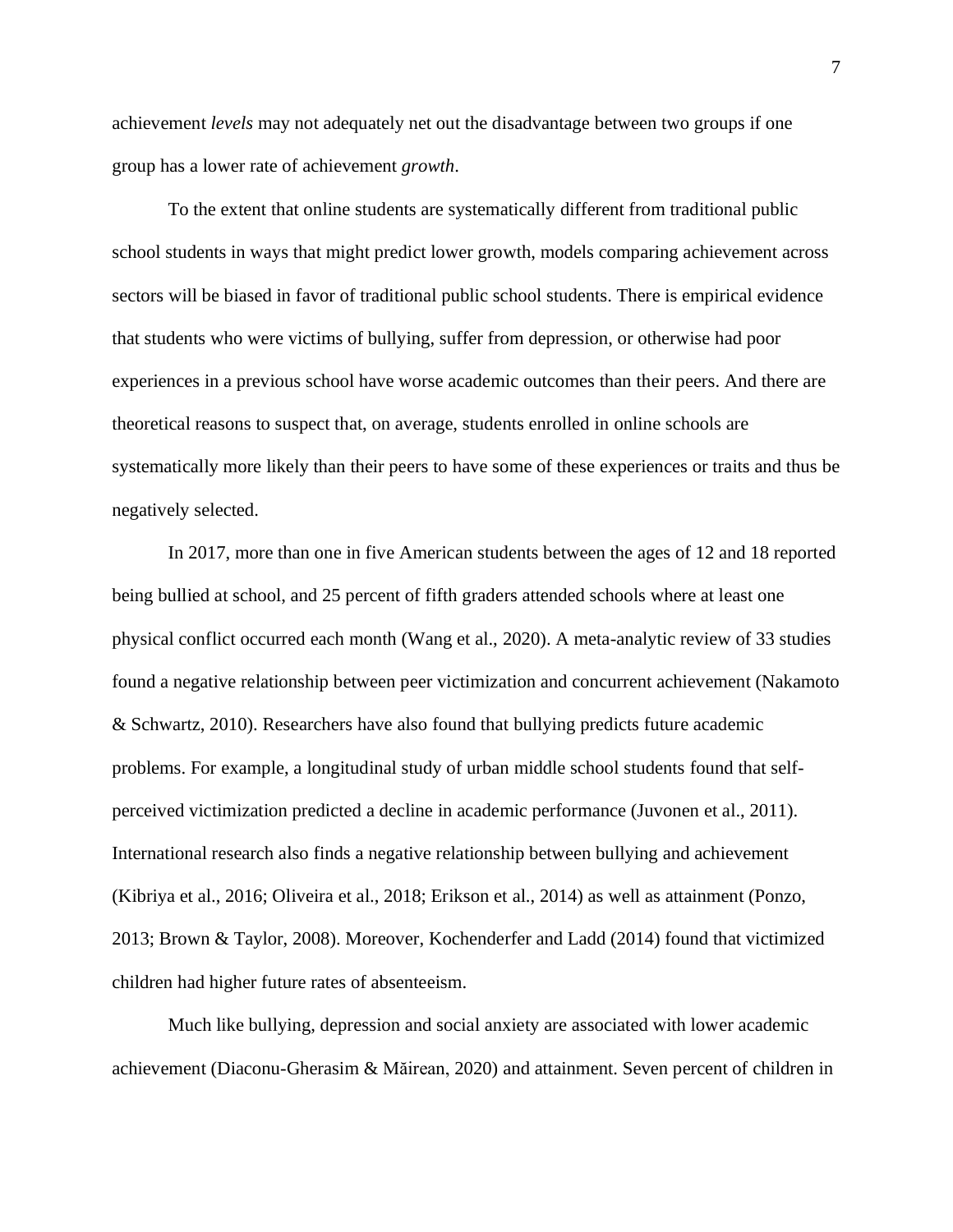achievement *levels* may not adequately net out the disadvantage between two groups if one group has a lower rate of achievement *growth*.

To the extent that online students are systematically different from traditional public school students in ways that might predict lower growth, models comparing achievement across sectors will be biased in favor of traditional public school students. There is empirical evidence that students who were victims of bullying, suffer from depression, or otherwise had poor experiences in a previous school have worse academic outcomes than their peers. And there are theoretical reasons to suspect that, on average, students enrolled in online schools are systematically more likely than their peers to have some of these experiences or traits and thus be negatively selected.

In 2017, more than one in five American students between the ages of 12 and 18 reported being bullied at school, and 25 percent of fifth graders attended schools where at least one physical conflict occurred each month (Wang et al., 2020). A meta-analytic review of 33 studies found a negative relationship between peer victimization and concurrent achievement (Nakamoto & Schwartz, 2010). Researchers have also found that bullying predicts future academic problems. For example, a longitudinal study of urban middle school students found that self-perceived victimization predicted a decline in academic performance (Juvonen et al., 2011). International research also finds a negative relationship between bullying and achievement (Kibriya et al., 2016; Oliveira et al., 2018; Erikson et al., 2014) as well as attainment (Ponzo, 2013; Brown & Taylor, 2008). Moreover, Kochenderfer and Ladd (2014) found that victimized children had higher future rates of absenteeism.

Much like bullying, depression and social anxiety are associated with lower academic achievement (Diaconu-Gherasim & Măirean, 2020) and attainment. Seven percent of children in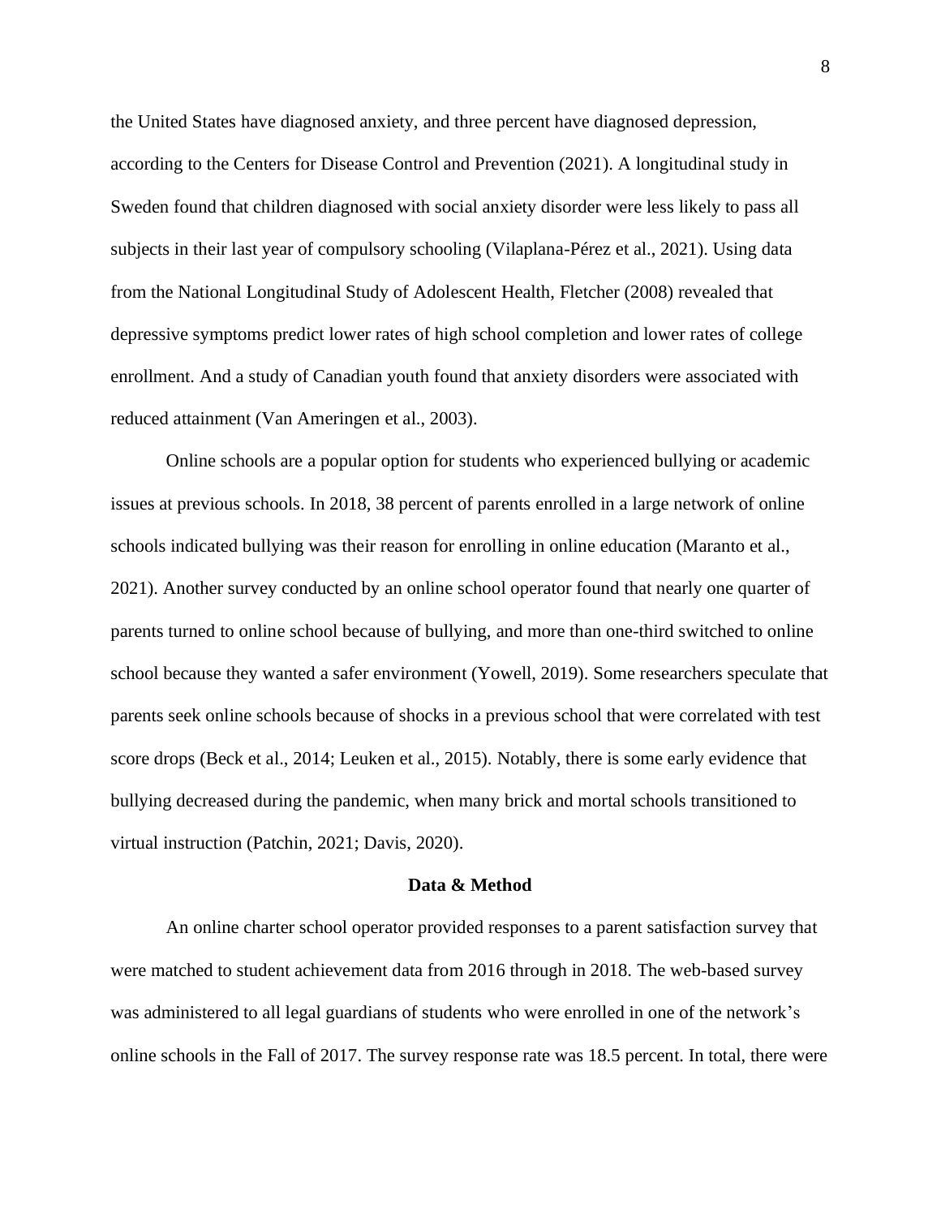the United States have diagnosed anxiety, and three percent have diagnosed depression, according to the Centers for Disease Control and Prevention (2021). A longitudinal study in Sweden found that children diagnosed with social anxiety disorder were less likely to pass all subjects in their last year of compulsory schooling (Vilaplana-Pérez et al., 2021). Using data from the National Longitudinal Study of Adolescent Health, Fletcher (2008) revealed that depressive symptoms predict lower rates of high school completion and lower rates of college enrollment. And a study of Canadian youth found that anxiety disorders were associated with reduced attainment (Van Ameringen et al., 2003).

Online schools are a popular option for students who experienced bullying or academic issues at previous schools. In 2018, 38 percent of parents enrolled in a large network of online schools indicated bullying was their reason for enrolling in online education (Maranto et al., 2021). Another survey conducted by an online school operator found that nearly one quarter of parents turned to online school because of bullying, and more than one-third switched to online school because they wanted a safer environment (Yowell, 2019). Some researchers speculate that parents seek online schools because of shocks in a previous school that were correlated with test score drops (Beck et al., 2014; Leuken et al., 2015). Notably, there is some early evidence that bullying decreased during the pandemic, when many brick and mortal schools transitioned to virtual instruction (Patchin, 2021; Davis, 2020).

## Data & Method

An online charter school operator provided responses to a parent satisfaction survey that were matched to student achievement data from 2016 through in 2018. The web-based survey was administered to all legal guardians of students who were enrolled in one of the network's online schools in the Fall of 2017. The survey response rate was 18.5 percent. In total, there were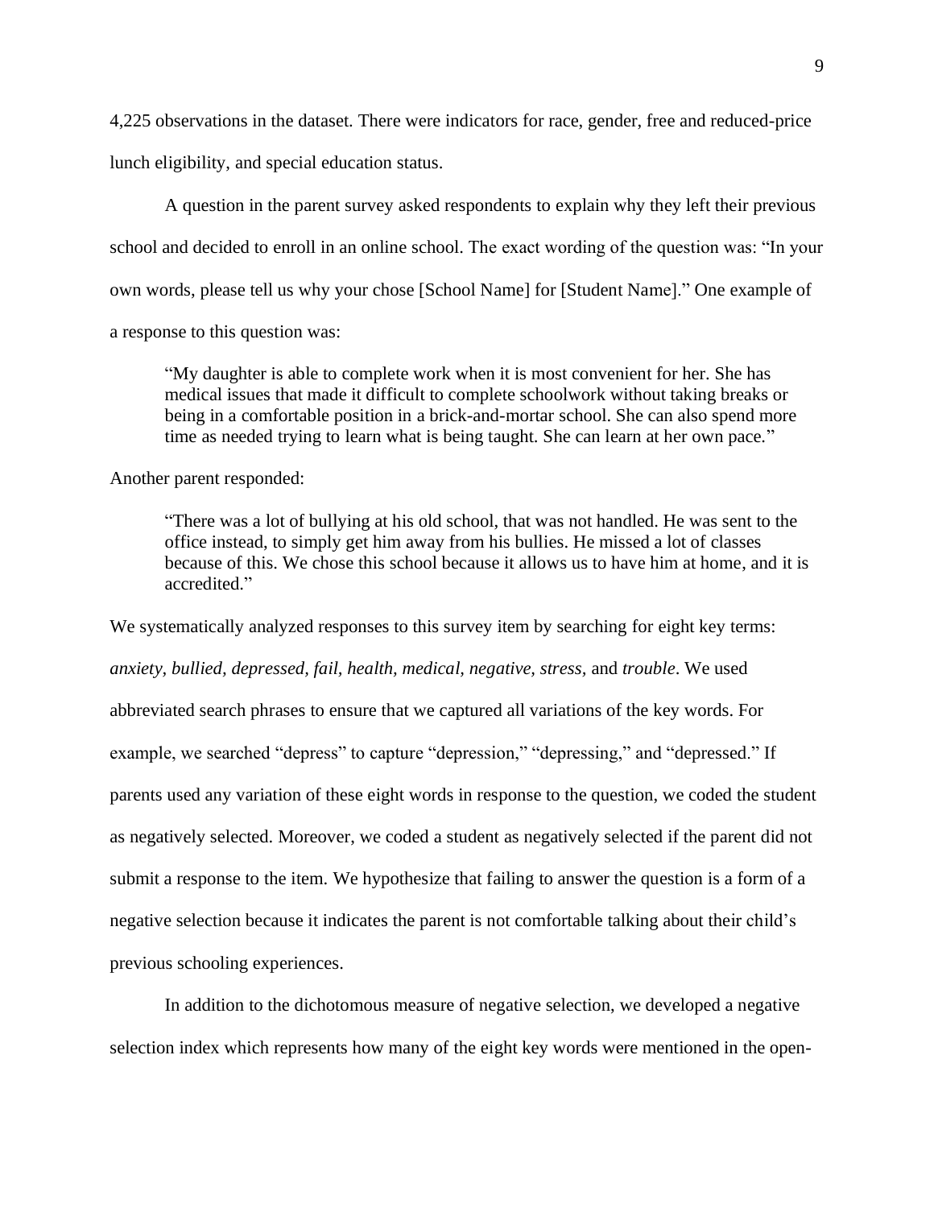4,225 observations in the dataset. There were indicators for race, gender, free and reduced-price lunch eligibility, and special education status.

A question in the parent survey asked respondents to explain why they left their previous school and decided to enroll in an online school. The exact wording of the question was: "In your own words, please tell us why your chose [School Name] for [Student Name]." One example of a response to this question was:

> "My daughter is able to complete work when it is most convenient for her. She has medical issues that made it difficult to complete schoolwork without taking breaks or being in a comfortable position in a brick-and-mortar school. She can also spend more time as needed trying to learn what is being taught. She can learn at her own pace."

Another parent responded:

> "There was a lot of bullying at his old school, that was not handled. He was sent to the office instead, to simply get him away from his bullies. He missed a lot of classes because of this. We chose this school because it allows us to have him at home, and it is accredited."

We systematically analyzed responses to this survey item by searching for eight key terms: *anxiety, bullied, depressed, fail, health, medical, negative, stress,* and *trouble*. We used abbreviated search phrases to ensure that we captured all variations of the key words. For example, we searched "depress" to capture "depression," "depressing," and "depressed." If parents used any variation of these eight words in response to the question, we coded the student as negatively selected. Moreover, we coded a student as negatively selected if the parent did not submit a response to the item. We hypothesize that failing to answer the question is a form of a negative selection because it indicates the parent is not comfortable talking about their child's previous schooling experiences.

In addition to the dichotomous measure of negative selection, we developed a negative selection index which represents how many of the eight key words were mentioned in the open-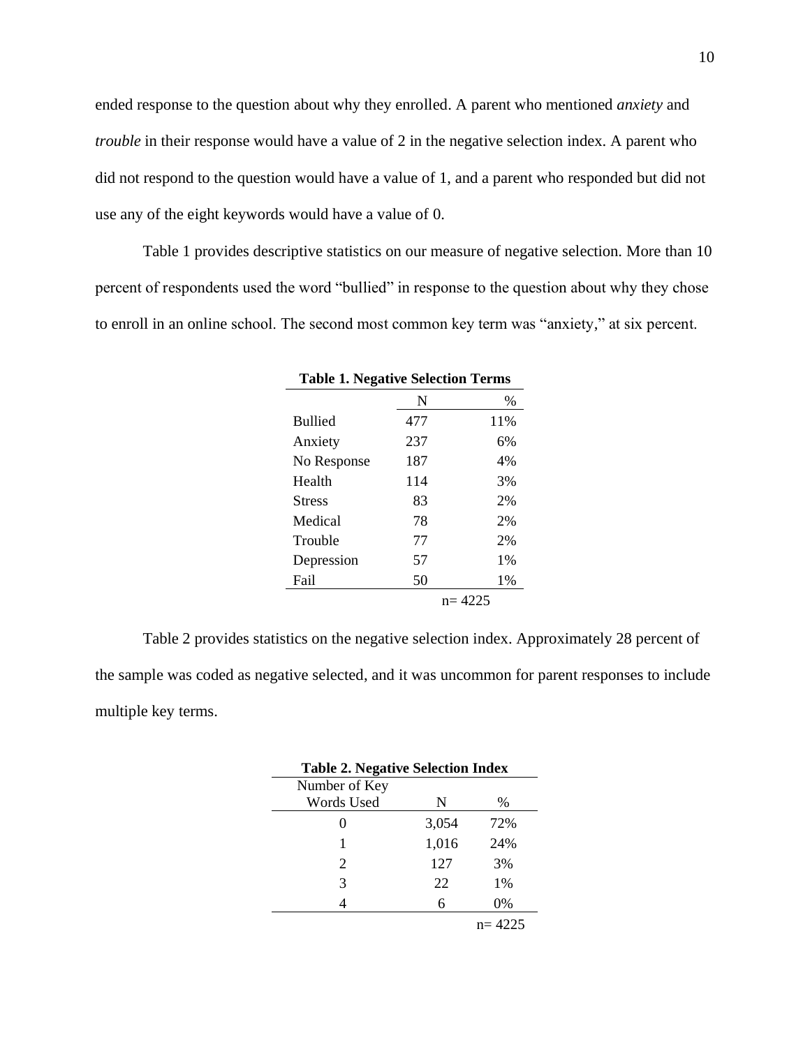ended response to the question about why they enrolled. A parent who mentioned *anxiety* and *trouble* in their response would have a value of 2 in the negative selection index. A parent who did not respond to the question would have a value of 1, and a parent who responded but did not use any of the eight keywords would have a value of 0.

Table 1 provides descriptive statistics on our measure of negative selection. More than 10 percent of respondents used the word "bullied" in response to the question about why they chose to enroll in an online school. The second most common key term was "anxiety," at six percent.

**Table 1. Negative Selection Terms**

| | N | % |
|---|---|---|
| Bullied | 477 | 11% |
| Anxiety | 237 | 6% |
| No Response | 187 | 4% |
| Health | 114 | 3% |
| Stress | 83 | 2% |
| Medical | 78 | 2% |
| Trouble | 77 | 2% |
| Depression | 57 | 1% |
| Fail | 50 | 1% |
| | | n= 4225 |

Table 2 provides statistics on the negative selection index. Approximately 28 percent of the sample was coded as negative selected, and it was uncommon for parent responses to include multiple key terms.

**Table 2. Negative Selection Index**

| Number of Key Words Used | N | % |
|---|---|---|
| 0 | 3,054 | 72% |
| 1 | 1,016 | 24% |
| 2 | 127 | 3% |
| 3 | 22 | 1% |
| 4 | 6 | 0% |
| | | n= 4225 |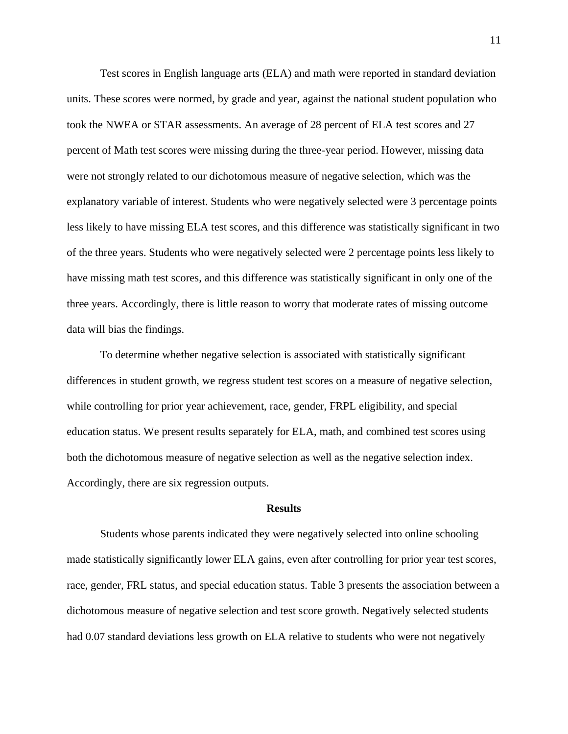Test scores in English language arts (ELA) and math were reported in standard deviation units. These scores were normed, by grade and year, against the national student population who took the NWEA or STAR assessments. An average of 28 percent of ELA test scores and 27 percent of Math test scores were missing during the three-year period. However, missing data were not strongly related to our dichotomous measure of negative selection, which was the explanatory variable of interest. Students who were negatively selected were 3 percentage points less likely to have missing ELA test scores, and this difference was statistically significant in two of the three years. Students who were negatively selected were 2 percentage points less likely to have missing math test scores, and this difference was statistically significant in only one of the three years. Accordingly, there is little reason to worry that moderate rates of missing outcome data will bias the findings.

To determine whether negative selection is associated with statistically significant differences in student growth, we regress student test scores on a measure of negative selection, while controlling for prior year achievement, race, gender, FRPL eligibility, and special education status. We present results separately for ELA, math, and combined test scores using both the dichotomous measure of negative selection as well as the negative selection index. Accordingly, there are six regression outputs.

## Results

Students whose parents indicated they were negatively selected into online schooling made statistically significantly lower ELA gains, even after controlling for prior year test scores, race, gender, FRL status, and special education status. Table 3 presents the association between a dichotomous measure of negative selection and test score growth. Negatively selected students had 0.07 standard deviations less growth on ELA relative to students who were not negatively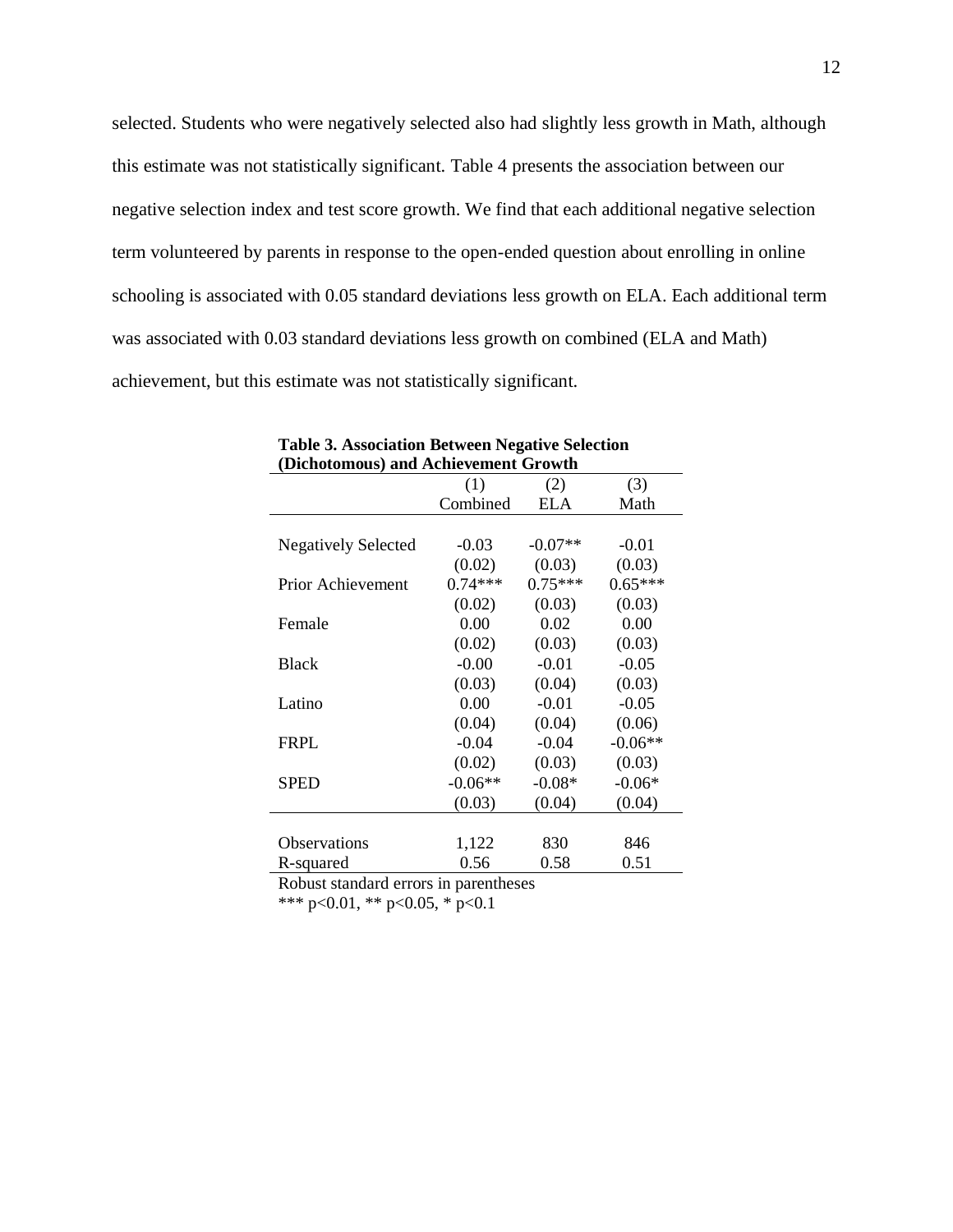selected. Students who were negatively selected also had slightly less growth in Math, although this estimate was not statistically significant. Table 4 presents the association between our negative selection index and test score growth. We find that each additional negative selection term volunteered by parents in response to the open-ended question about enrolling in online schooling is associated with 0.05 standard deviations less growth on ELA. Each additional term was associated with 0.03 standard deviations less growth on combined (ELA and Math) achievement, but this estimate was not statistically significant.

**Table 3. Association Between Negative Selection (Dichotomous) and Achievement Growth**

| | (1) Combined | (2) ELA | (3) Math |
|---|---|---|---|
| Negatively Selected | -0.03 | -0.07** | -0.01 |
| | (0.02) | (0.03) | (0.03) |
| Prior Achievement | 0.74*** | 0.75*** | 0.65*** |
| | (0.02) | (0.03) | (0.03) |
| Female | 0.00 | 0.02 | 0.00 |
| | (0.02) | (0.03) | (0.03) |
| Black | -0.00 | -0.01 | -0.05 |
| | (0.03) | (0.04) | (0.03) |
| Latino | 0.00 | -0.01 | -0.05 |
| | (0.04) | (0.04) | (0.06) |
| FRPL | -0.04 | -0.04 | -0.06** |
| | (0.02) | (0.03) | (0.03) |
| SPED | -0.06** | -0.08* | -0.06* |
| | (0.03) | (0.04) | (0.04) |
| Observations | 1,122 | 830 | 846 |
| R-squared | 0.56 | 0.58 | 0.51 |

Robust standard errors in parentheses
*** $p<0.01$, ** $p<0.05$, * $p<0.1$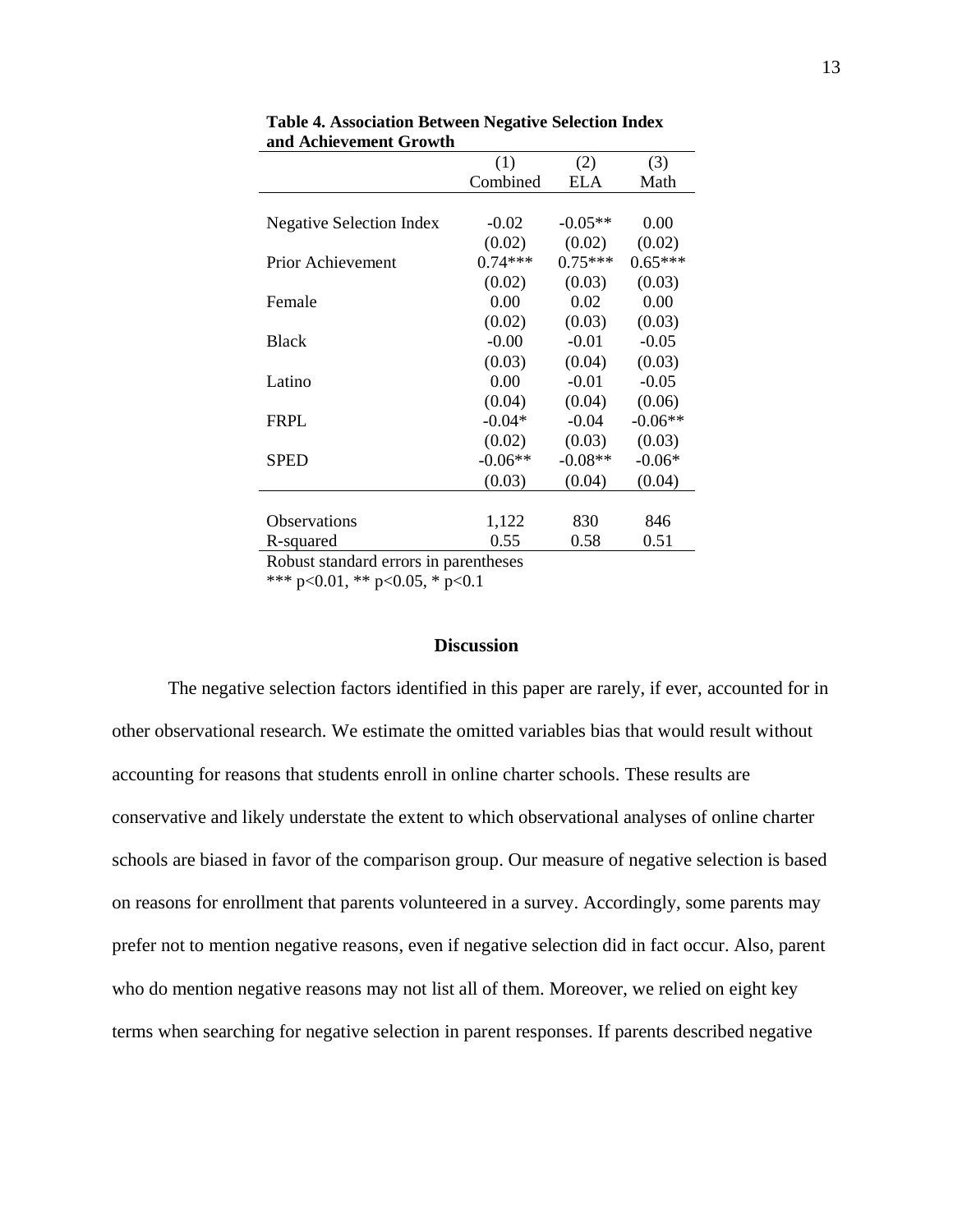**Table 4. Association Between Negative Selection Index and Achievement Growth**

| | (1) | (2) | (3) |
|---|---|---|---|
| | Combined | ELA | Math |
| Negative Selection Index | -0.02 | -0.05** | 0.00 |
| | (0.02) | (0.02) | (0.02) |
| Prior Achievement | 0.74*** | 0.75*** | 0.65*** |
| | (0.02) | (0.03) | (0.03) |
| Female | 0.00 | 0.02 | 0.00 |
| | (0.02) | (0.03) | (0.03) |
| Black | -0.00 | -0.01 | -0.05 |
| | (0.03) | (0.04) | (0.03) |
| Latino | 0.00 | -0.01 | -0.05 |
| | (0.04) | (0.04) | (0.06) |
| FRPL | -0.04* | -0.04 | -0.06** |
| | (0.02) | (0.03) | (0.03) |
| SPED | -0.06** | -0.08** | -0.06* |
| | (0.03) | (0.04) | (0.04) |
| Observations | 1,122 | 830 | 846 |
| R-squared | 0.55 | 0.58 | 0.51 |

Robust standard errors in parentheses
*** p<0.01, ** p<0.05, * p<0.1

## Discussion

The negative selection factors identified in this paper are rarely, if ever, accounted for in other observational research. We estimate the omitted variables bias that would result without accounting for reasons that students enroll in online charter schools. These results are conservative and likely understate the extent to which observational analyses of online charter schools are biased in favor of the comparison group. Our measure of negative selection is based on reasons for enrollment that parents volunteered in a survey. Accordingly, some parents may prefer not to mention negative reasons, even if negative selection did in fact occur. Also, parent who do mention negative reasons may not list all of them. Moreover, we relied on eight key terms when searching for negative selection in parent responses. If parents described negative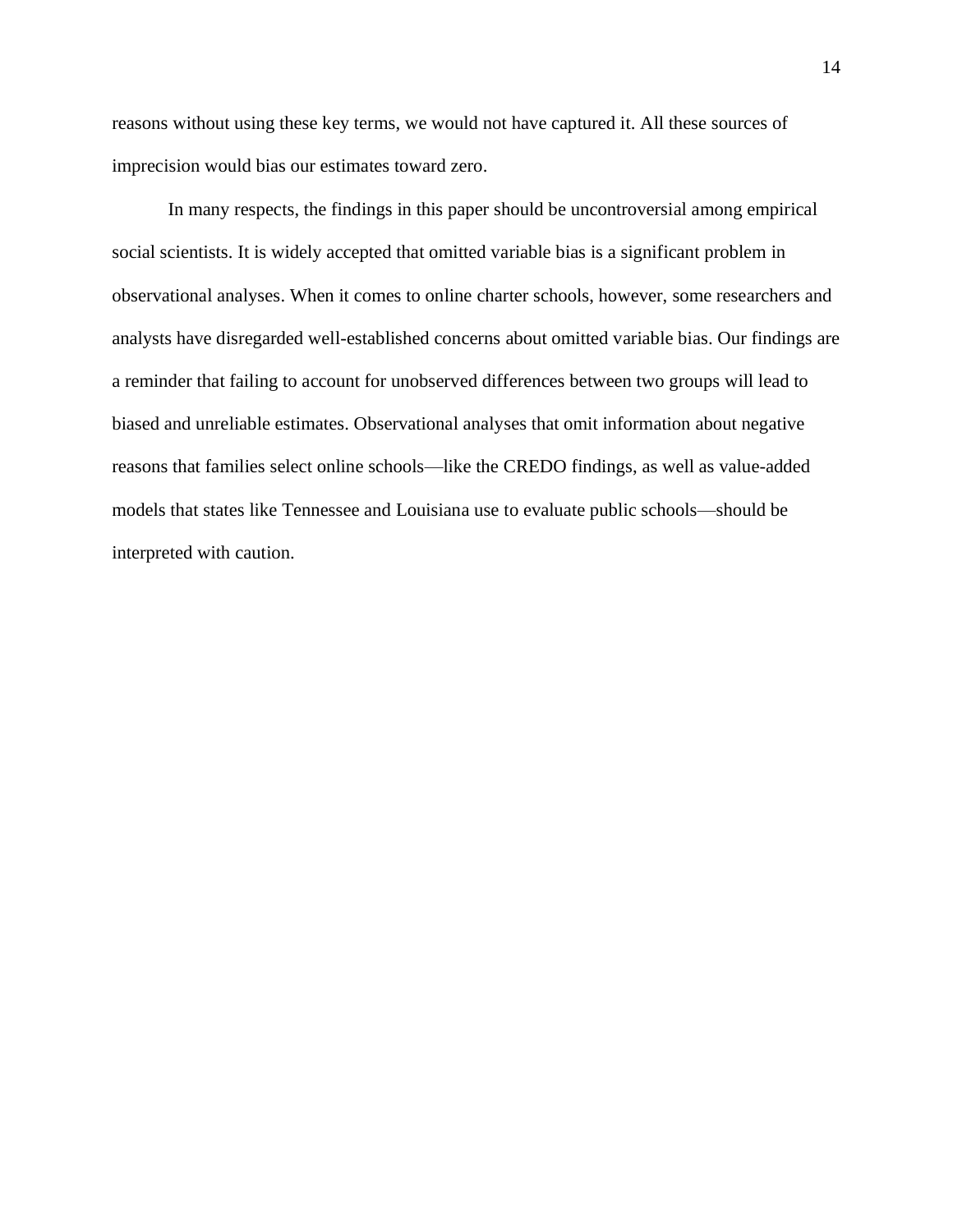reasons without using these key terms, we would not have captured it. All these sources of imprecision would bias our estimates toward zero.

In many respects, the findings in this paper should be uncontroversial among empirical social scientists. It is widely accepted that omitted variable bias is a significant problem in observational analyses. When it comes to online charter schools, however, some researchers and analysts have disregarded well-established concerns about omitted variable bias. Our findings are a reminder that failing to account for unobserved differences between two groups will lead to biased and unreliable estimates. Observational analyses that omit information about negative reasons that families select online schools—like the CREDO findings, as well as value-added models that states like Tennessee and Louisiana use to evaluate public schools—should be interpreted with caution.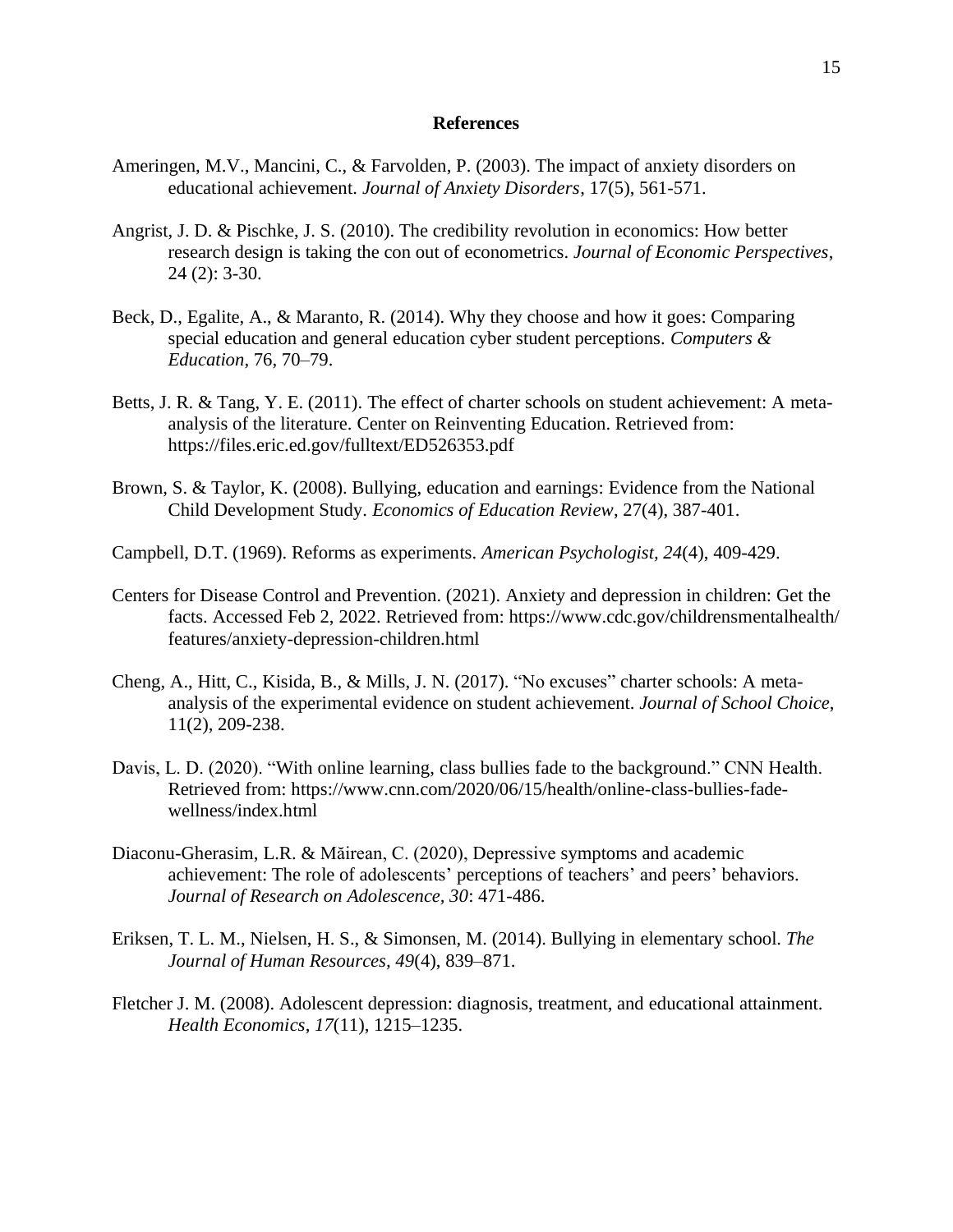**References**

Ameringen, M.V., Mancini, C., & Farvolden, P. (2003). The impact of anxiety disorders on educational achievement. *Journal of Anxiety Disorders*, 17(5), 561-571.

Angrist, J. D. & Pischke, J. S. (2010). The credibility revolution in economics: How better research design is taking the con out of econometrics. *Journal of Economic Perspectives*, 24 (2): 3-30.

Beck, D., Egalite, A., & Maranto, R. (2014). Why they choose and how it goes: Comparing special education and general education cyber student perceptions. *Computers & Education*, 76, 70–79.

Betts, J. R. & Tang, Y. E. (2011). The effect of charter schools on student achievement: A meta-analysis of the literature. Center on Reinventing Education. Retrieved from: https://files.eric.ed.gov/fulltext/ED526353.pdf

Brown, S. & Taylor, K. (2008). Bullying, education and earnings: Evidence from the National Child Development Study. *Economics of Education Review*, 27(4), 387-401.

Campbell, D.T. (1969). Reforms as experiments. *American Psychologist, 24*(4), 409-429.

Centers for Disease Control and Prevention. (2021). Anxiety and depression in children: Get the facts. Accessed Feb 2, 2022. Retrieved from: https://www.cdc.gov/childrensmentalhealth/features/anxiety-depression-children.html

Cheng, A., Hitt, C., Kisida, B., & Mills, J. N. (2017). "No excuses" charter schools: A meta-analysis of the experimental evidence on student achievement. *Journal of School Choice*, 11(2), 209-238.

Davis, L. D. (2020). "With online learning, class bullies fade to the background." CNN Health. Retrieved from: https://www.cnn.com/2020/06/15/health/online-class-bullies-fade-wellness/index.html

Diaconu-Gherasim, L.R. & Măirean, C. (2020), Depressive symptoms and academic achievement: The role of adolescents' perceptions of teachers' and peers' behaviors. *Journal of Research on Adolescence, 30*: 471-486.

Eriksen, T. L. M., Nielsen, H. S., & Simonsen, M. (2014). Bullying in elementary school. *The Journal of Human Resources, 49*(4), 839–871.

Fletcher J. M. (2008). Adolescent depression: diagnosis, treatment, and educational attainment. *Health Economics*, *17*(11), 1215–1235.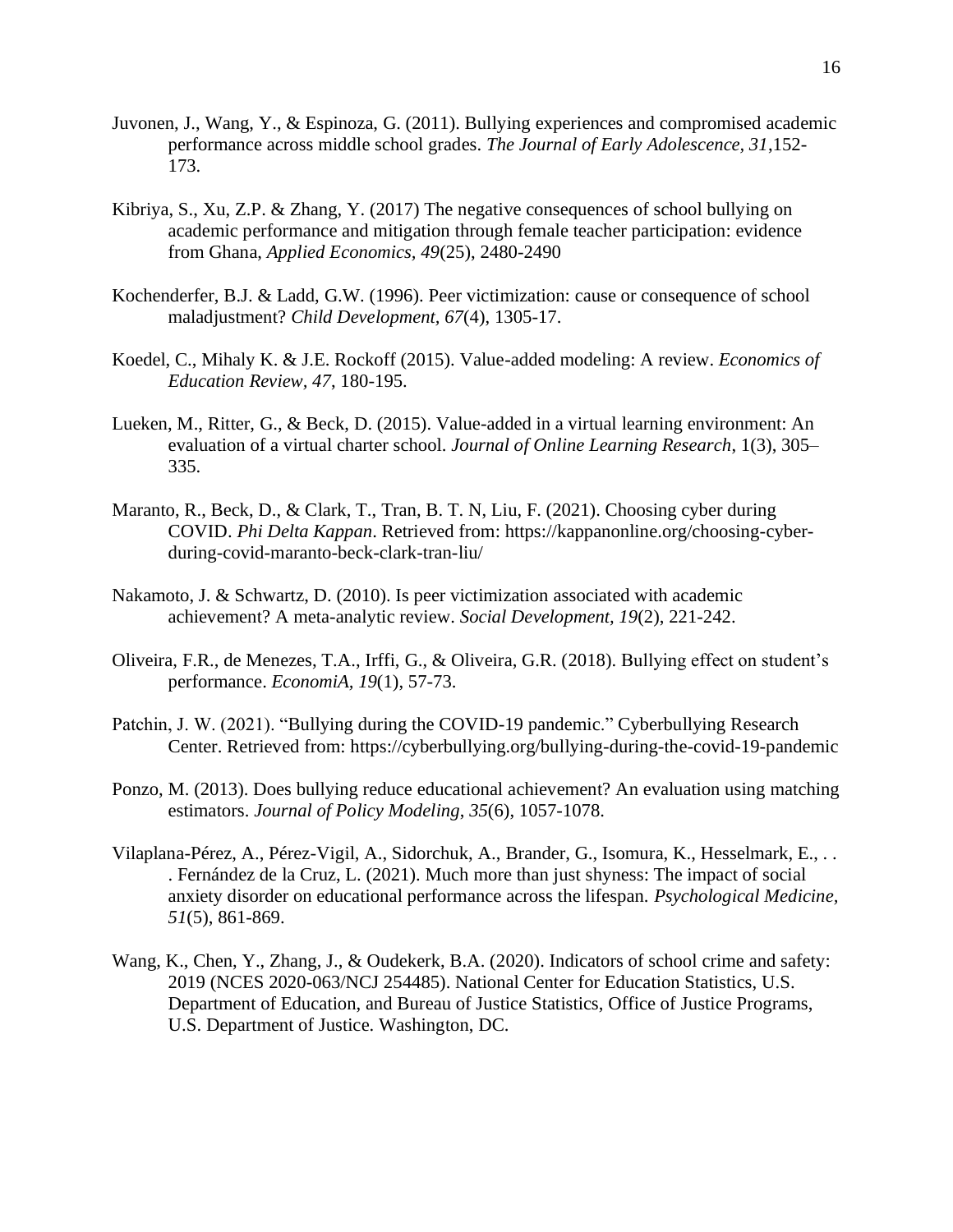Juvonen, J., Wang, Y., & Espinoza, G. (2011). Bullying experiences and compromised academic performance across middle school grades. *The Journal of Early Adolescence, 31*,152-173.

Kibriya, S., Xu, Z.P. & Zhang, Y. (2017) The negative consequences of school bullying on academic performance and mitigation through female teacher participation: evidence from Ghana, *Applied Economics, 49*(25), 2480-2490

Kochenderfer, B.J. & Ladd, G.W. (1996). Peer victimization: cause or consequence of school maladjustment? *Child Development, 67*(4), 1305-17.

Koedel, C., Mihaly K. & J.E. Rockoff (2015). Value-added modeling: A review. *Economics of Education Review*, *47*, 180-195.

Lueken, M., Ritter, G., & Beck, D. (2015). Value-added in a virtual learning environment: An evaluation of a virtual charter school. *Journal of Online Learning Research*, 1(3), 305–335.

Maranto, R., Beck, D., & Clark, T., Tran, B. T. N, Liu, F. (2021). Choosing cyber during COVID. *Phi Delta Kappan*. Retrieved from: https://kappanonline.org/choosing-cyber-during-covid-maranto-beck-clark-tran-liu/

Nakamoto, J. & Schwartz, D. (2010). Is peer victimization associated with academic achievement? A meta-analytic review. *Social Development, 19*(2), 221-242.

Oliveira, F.R., de Menezes, T.A., Irffi, G., & Oliveira, G.R. (2018). Bullying effect on student's performance. *EconomiA, 19*(1), 57-73.

Patchin, J. W. (2021). "Bullying during the COVID-19 pandemic." Cyberbullying Research Center. Retrieved from: https://cyberbullying.org/bullying-during-the-covid-19-pandemic

Ponzo, M. (2013). Does bullying reduce educational achievement? An evaluation using matching estimators. *Journal of Policy Modeling*, *35*(6), 1057-1078.

Vilaplana-Pérez, A., Pérez-Vigil, A., Sidorchuk, A., Brander, G., Isomura, K., Hesselmark, E., . . . Fernández de la Cruz, L. (2021). Much more than just shyness: The impact of social anxiety disorder on educational performance across the lifespan. *Psychological Medicine, 51*(5), 861-869.

Wang, K., Chen, Y., Zhang, J., & Oudekerk, B.A. (2020). Indicators of school crime and safety: 2019 (NCES 2020-063/NCJ 254485). National Center for Education Statistics, U.S. Department of Education, and Bureau of Justice Statistics, Office of Justice Programs, U.S. Department of Justice. Washington, DC.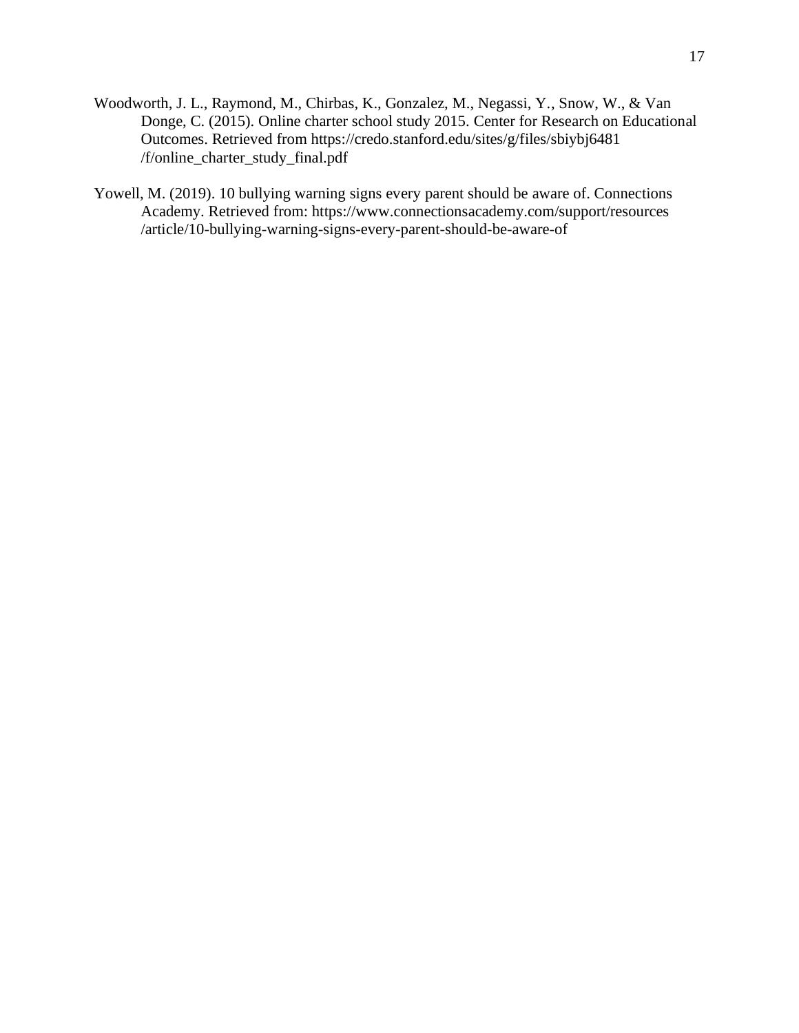Woodworth, J. L., Raymond, M., Chirbas, K., Gonzalez, M., Negassi, Y., Snow, W., & Van Donge, C. (2015). Online charter school study 2015. Center for Research on Educational Outcomes. Retrieved from https://credo.stanford.edu/sites/g/files/sbiybj6481/f/online_charter_study_final.pdf

Yowell, M. (2019). 10 bullying warning signs every parent should be aware of. Connections Academy. Retrieved from: https://www.connectionsacademy.com/support/resources/article/10-bullying-warning-signs-every-parent-should-be-aware-of